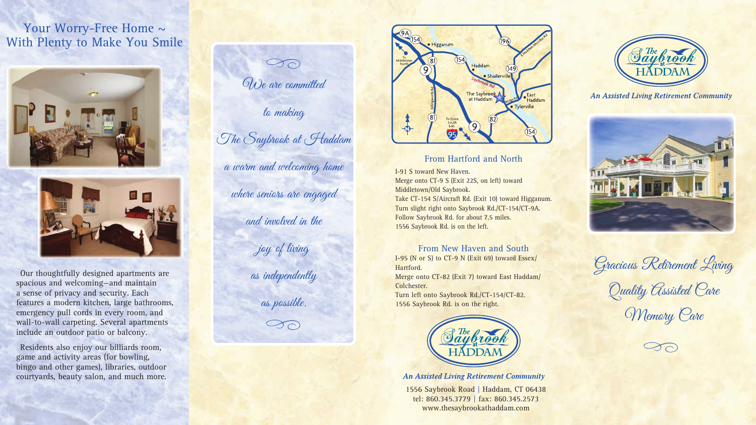## Your Worry-Free Home ~ With Plenty to Make You Smile

Our thoughtfully designed apartments are spacious and welcoming—and maintain a sense of privacy and security. Each features a modern kitchen, large bathrooms, emergency pull cords in every room, and wall-to-wall carpeting. Several apartments include an outdoor patio or balcony.

Residents also enjoy our billiards room, game and activity areas (for bowling, bingo and other games), libraries, outdoor courtyards, beauty salon, and much more.

*We are committed to making The Saybrook at Haddam a warm and welcoming home where seniors are engaged and involved in the joy of living as independently as possible.*

### From Hartford and North

I-91 S toward New Haven.
Merge onto CT-9 S (Exit 22S, on left) toward Middletown/Old Saybrook.
Take CT-154 S/Aircraft Rd. (Exit 10) toward Higganum.
Turn slight right onto Saybrook Rd./CT-154/CT-9A.
Follow Saybrook Rd. for about 7.5 miles.
1556 Saybrook Rd. is on the left.

### From New Haven and South

I-95 (N or S) to CT-9 N (Exit 69) toward Essex/Hartford.
Merge onto CT-82 (Exit 7) toward East Haddam/Colchester.
Turn left onto Saybrook Rd./CT-154/CT-82.
1556 Saybrook Rd. is on the right.

The Saybrook at Haddam

***An Assisted Living Retirement Community***

1556 Saybrook Road | Haddam, CT 06438
tel: 860.345.3779 | fax: 860.345.2573
www.thesaybrookathaddam.com

# The Saybrook at Haddam

***An Assisted Living Retirement Community***

*Gracious Retirement Living*

*Quality Assisted Care*

*Memory Care*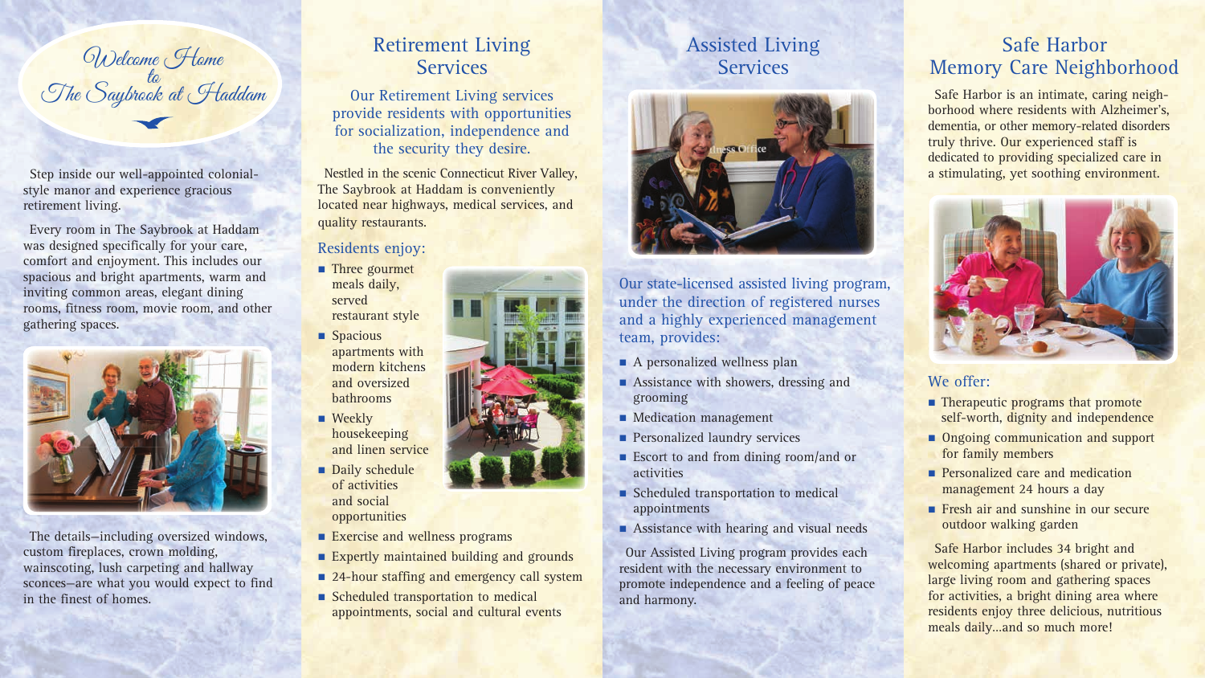# Welcome Home to The Saybrook at Haddam

Step inside our well-appointed colonial-style manor and experience gracious retirement living.

Every room in The Saybrook at Haddam was designed specifically for your care, comfort and enjoyment. This includes our spacious and bright apartments, warm and inviting common areas, elegant dining rooms, fitness room, movie room, and other gathering spaces.

The details—including oversized windows, custom fireplaces, crown molding, wainscoting, lush carpeting and hallway sconces—are what you would expect to find in the finest of homes.

## Retirement Living Services

Our Retirement Living services provide residents with opportunities for socialization, independence and the security they desire.

Nestled in the scenic Connecticut River Valley, The Saybrook at Haddam is conveniently located near highways, medical services, and quality restaurants.

### Residents enjoy:

- Three gourmet meals daily, served restaurant style
- Spacious apartments with modern kitchens and oversized bathrooms
- Weekly housekeeping and linen service
- Daily schedule of activities and social opportunities
- Exercise and wellness programs
- Expertly maintained building and grounds
- 24-hour staffing and emergency call system
- Scheduled transportation to medical appointments, social and cultural events

## Assisted Living Services

Our state-licensed assisted living program, under the direction of registered nurses and a highly experienced management team, provides:

- A personalized wellness plan
- Assistance with showers, dressing and grooming
- Medication management
- Personalized laundry services
- Escort to and from dining room/and or activities
- Scheduled transportation to medical appointments
- Assistance with hearing and visual needs

Our Assisted Living program provides each resident with the necessary environment to promote independence and a feeling of peace and harmony.

## Safe Harbor Memory Care Neighborhood

Safe Harbor is an intimate, caring neighborhood where residents with Alzheimer's, dementia, or other memory-related disorders truly thrive. Our experienced staff is dedicated to providing specialized care in a stimulating, yet soothing environment.

### We offer:

- Therapeutic programs that promote self-worth, dignity and independence
- Ongoing communication and support for family members
- Personalized care and medication management 24 hours a day
- Fresh air and sunshine in our secure outdoor walking garden

Safe Harbor includes 34 bright and welcoming apartments (shared or private), large living room and gathering spaces for activities, a bright dining area where residents enjoy three delicious, nutritious meals daily...and so much more!